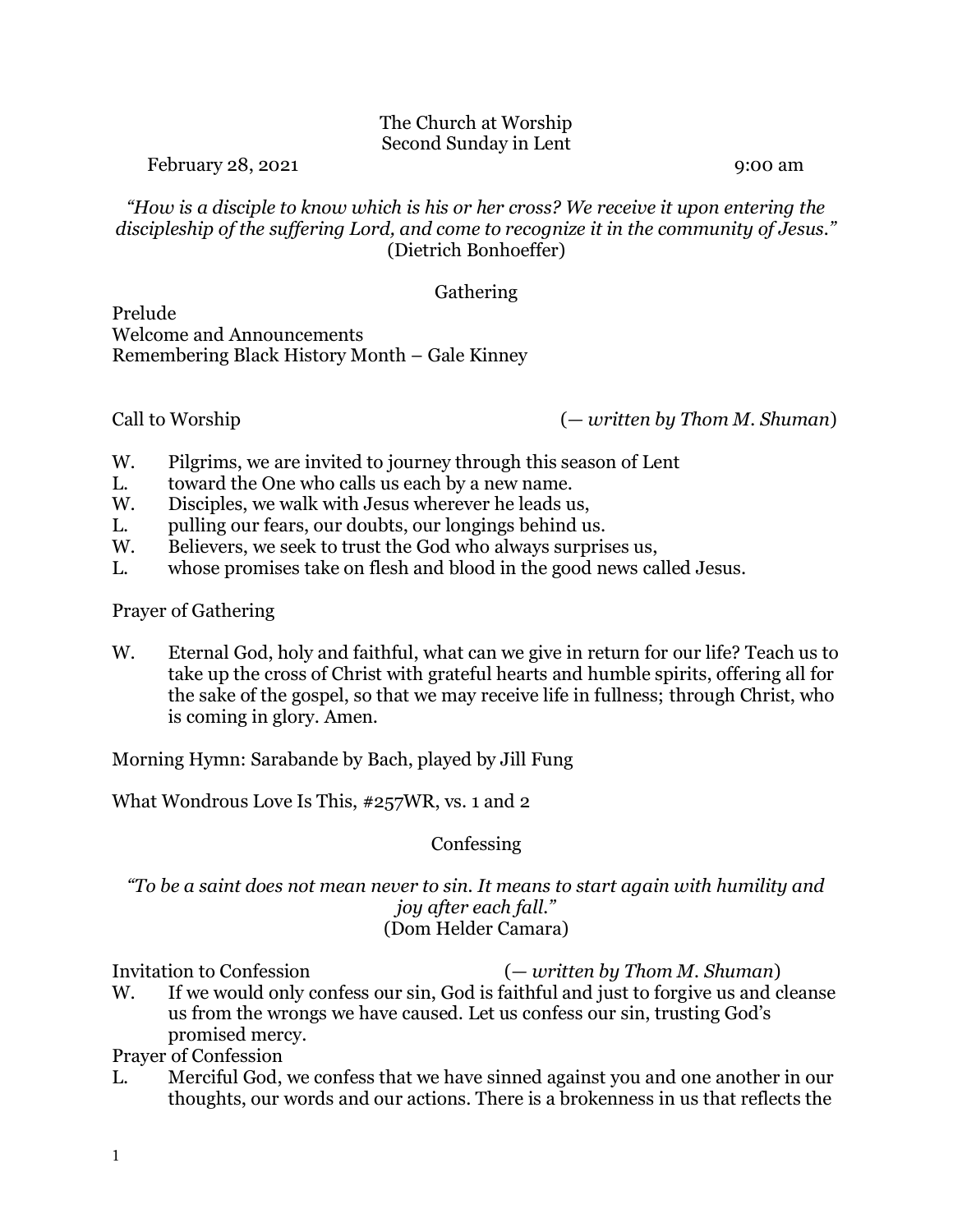The Church at Worship
Second Sunday in Lent

February 28, 2021 9:00 am

*"How is a disciple to know which is his or her cross? We receive it upon entering the discipleship of the suffering Lord, and come to recognize it in the community of Jesus."*
(Dietrich Bonhoeffer)

## Gathering

Prelude
Welcome and Announcements
Remembering Black History Month – Gale Kinney

Call to Worship (*— written by Thom M. Shuman*)

W. Pilgrims, we are invited to journey through this season of Lent
L. toward the One who calls us each by a new name.
W. Disciples, we walk with Jesus wherever he leads us,
L. pulling our fears, our doubts, our longings behind us.
W. Believers, we seek to trust the God who always surprises us,
L. whose promises take on flesh and blood in the good news called Jesus.

Prayer of Gathering

W. Eternal God, holy and faithful, what can we give in return for our life? Teach us to take up the cross of Christ with grateful hearts and humble spirits, offering all for the sake of the gospel, so that we may receive life in fullness; through Christ, who is coming in glory. Amen.

Morning Hymn: Sarabande by Bach, played by Jill Fung

What Wondrous Love Is This, #257WR, vs. 1 and 2

## Confessing

*"To be a saint does not mean never to sin. It means to start again with humility and joy after each fall."*
(Dom Helder Camara)

Invitation to Confession (*— written by Thom M. Shuman*)
W. If we would only confess our sin, God is faithful and just to forgive us and cleanse us from the wrongs we have caused. Let us confess our sin, trusting God's promised mercy.

Prayer of Confession
L. Merciful God, we confess that we have sinned against you and one another in our thoughts, our words and our actions. There is a brokenness in us that reflects the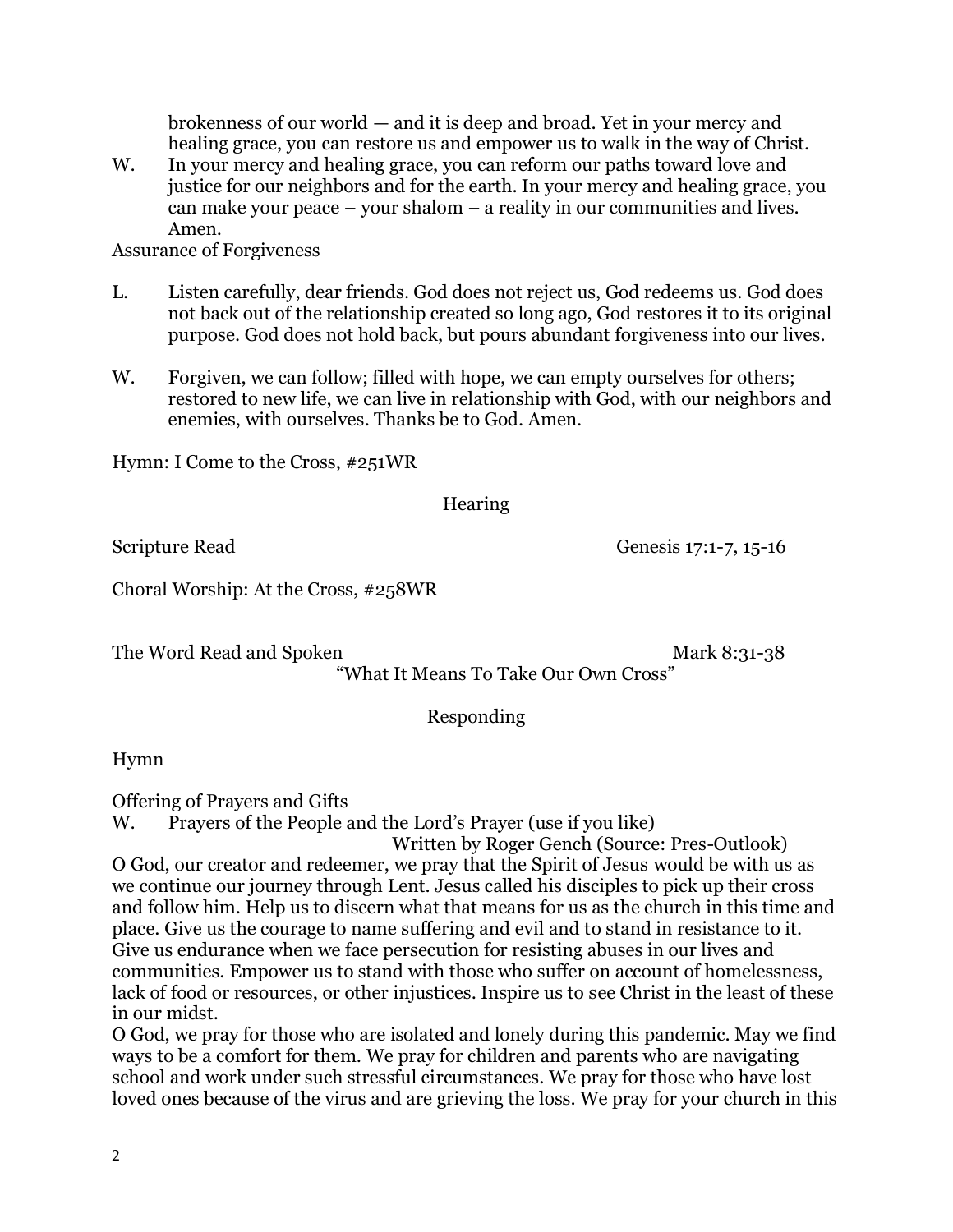brokenness of our world — and it is deep and broad. Yet in your mercy and healing grace, you can restore us and empower us to walk in the way of Christ.

W. In your mercy and healing grace, you can reform our paths toward love and justice for our neighbors and for the earth. In your mercy and healing grace, you can make your peace – your shalom – a reality in our communities and lives. Amen.

Assurance of Forgiveness

L. Listen carefully, dear friends. God does not reject us, God redeems us. God does not back out of the relationship created so long ago, God restores it to its original purpose. God does not hold back, but pours abundant forgiveness into our lives.

W. Forgiven, we can follow; filled with hope, we can empty ourselves for others; restored to new life, we can live in relationship with God, with our neighbors and enemies, with ourselves. Thanks be to God. Amen.

Hymn: I Come to the Cross, #251WR

## Hearing

Scripture Read Genesis 17:1-7, 15-16

Choral Worship: At the Cross, #258WR

The Word Read and Spoken Mark 8:31-38

"What It Means To Take Our Own Cross"

## Responding

Hymn

Offering of Prayers and Gifts

W. Prayers of the People and the Lord's Prayer (use if you like)

Written by Roger Gench (Source: Pres-Outlook)

O God, our creator and redeemer, we pray that the Spirit of Jesus would be with us as we continue our journey through Lent. Jesus called his disciples to pick up their cross and follow him. Help us to discern what that means for us as the church in this time and place. Give us the courage to name suffering and evil and to stand in resistance to it. Give us endurance when we face persecution for resisting abuses in our lives and communities. Empower us to stand with those who suffer on account of homelessness, lack of food or resources, or other injustices. Inspire us to see Christ in the least of these in our midst.

O God, we pray for those who are isolated and lonely during this pandemic. May we find ways to be a comfort for them. We pray for children and parents who are navigating school and work under such stressful circumstances. We pray for those who have lost loved ones because of the virus and are grieving the loss. We pray for your church in this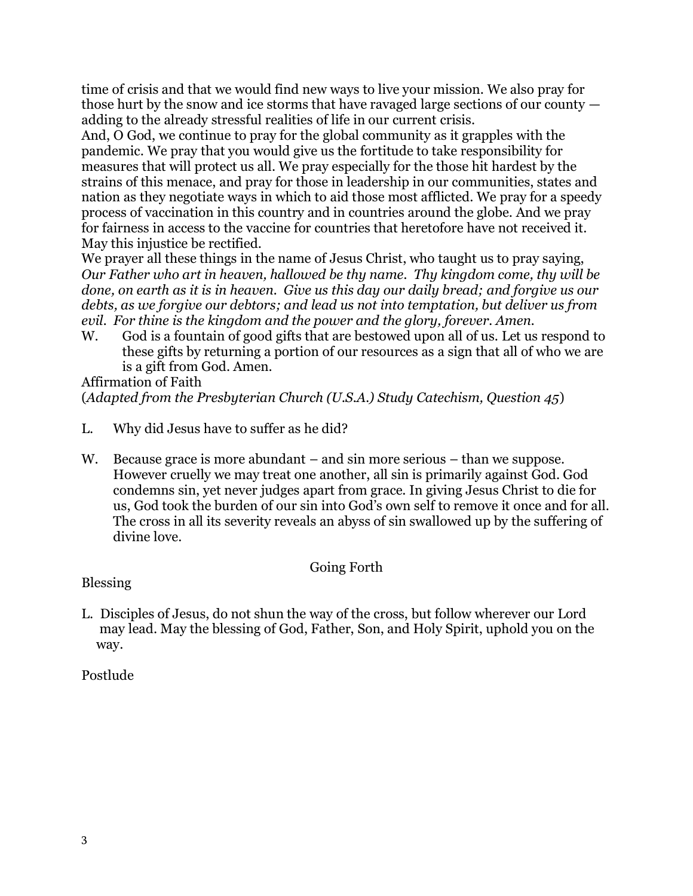time of crisis and that we would find new ways to live your mission. We also pray for those hurt by the snow and ice storms that have ravaged large sections of our county — adding to the already stressful realities of life in our current crisis.

And, O God, we continue to pray for the global community as it grapples with the pandemic. We pray that you would give us the fortitude to take responsibility for measures that will protect us all. We pray especially for the those hit hardest by the strains of this menace, and pray for those in leadership in our communities, states and nation as they negotiate ways in which to aid those most afflicted. We pray for a speedy process of vaccination in this country and in countries around the globe. And we pray for fairness in access to the vaccine for countries that heretofore have not received it. May this injustice be rectified.

We prayer all these things in the name of Jesus Christ, who taught us to pray saying, *Our Father who art in heaven, hallowed be thy name. Thy kingdom come, thy will be done, on earth as it is in heaven. Give us this day our daily bread; and forgive us our debts, as we forgive our debtors; and lead us not into temptation, but deliver us from evil. For thine is the kingdom and the power and the glory, forever. Amen.*

W. God is a fountain of good gifts that are bestowed upon all of us. Let us respond to these gifts by returning a portion of our resources as a sign that all of who we are is a gift from God. Amen.

Affirmation of Faith

(*Adapted from the Presbyterian Church (U.S.A.) Study Catechism, Question 45*)

L. Why did Jesus have to suffer as he did?

W. Because grace is more abundant – and sin more serious – than we suppose. However cruelly we may treat one another, all sin is primarily against God. God condemns sin, yet never judges apart from grace. In giving Jesus Christ to die for us, God took the burden of our sin into God's own self to remove it once and for all. The cross in all its severity reveals an abyss of sin swallowed up by the suffering of divine love.

## Going Forth

Blessing

L. Disciples of Jesus, do not shun the way of the cross, but follow wherever our Lord may lead. May the blessing of God, Father, Son, and Holy Spirit, uphold you on the way.

Postlude